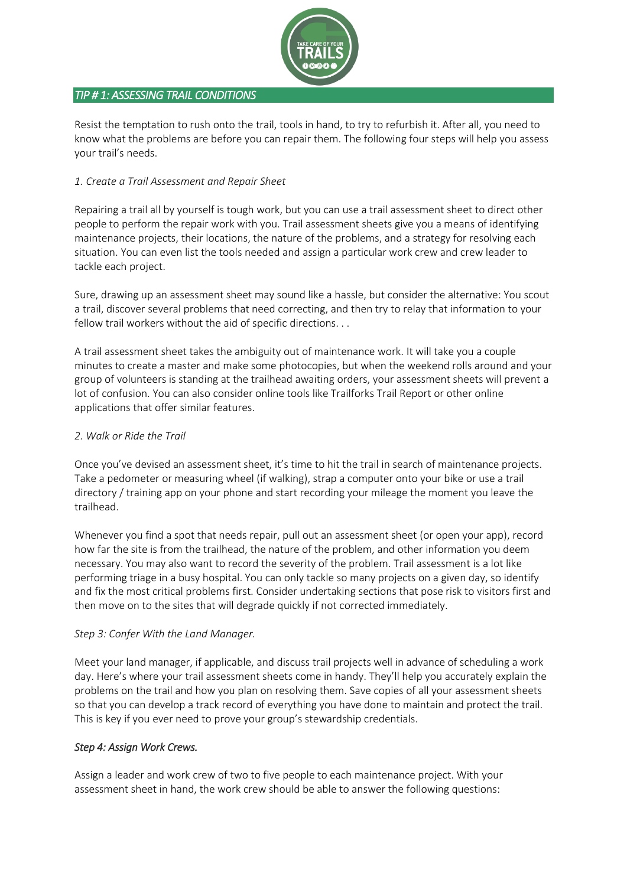## *TIP # 1: ASSESSING TRAIL CONDITIONS*

Resist the temptation to rush onto the trail, tools in hand, to try to refurbish it. After all, you need to know what the problems are before you can repair them. The following four steps will help you assess your trail's needs.

### *1. Create a Trail Assessment and Repair Sheet*

Repairing a trail all by yourself is tough work, but you can use a trail assessment sheet to direct other people to perform the repair work with you. Trail assessment sheets give you a means of identifying maintenance projects, their locations, the nature of the problems, and a strategy for resolving each situation. You can even list the tools needed and assign a particular work crew and crew leader to tackle each project.

Sure, drawing up an assessment sheet may sound like a hassle, but consider the alternative: You scout a trail, discover several problems that need correcting, and then try to relay that information to your fellow trail workers without the aid of specific directions. . .

A trail assessment sheet takes the ambiguity out of maintenance work. It will take you a couple minutes to create a master and make some photocopies, but when the weekend rolls around and your group of volunteers is standing at the trailhead awaiting orders, your assessment sheets will prevent a lot of confusion. You can also consider online tools like Trailforks Trail Report or other online applications that offer similar features.

### *2. Walk or Ride the Trail*

Once you've devised an assessment sheet, it's time to hit the trail in search of maintenance projects. Take a pedometer or measuring wheel (if walking), strap a computer onto your bike or use a trail directory / training app on your phone and start recording your mileage the moment you leave the trailhead.

Whenever you find a spot that needs repair, pull out an assessment sheet (or open your app), record how far the site is from the trailhead, the nature of the problem, and other information you deem necessary. You may also want to record the severity of the problem. Trail assessment is a lot like performing triage in a busy hospital. You can only tackle so many projects on a given day, so identify and fix the most critical problems first. Consider undertaking sections that pose risk to visitors first and then move on to the sites that will degrade quickly if not corrected immediately.

### *Step 3: Confer With the Land Manager.*

Meet your land manager, if applicable, and discuss trail projects well in advance of scheduling a work day. Here's where your trail assessment sheets come in handy. They'll help you accurately explain the problems on the trail and how you plan on resolving them. Save copies of all your assessment sheets so that you can develop a track record of everything you have done to maintain and protect the trail. This is key if you ever need to prove your group's stewardship credentials.

### *Step 4: Assign Work Crews.*

Assign a leader and work crew of two to five people to each maintenance project. With your assessment sheet in hand, the work crew should be able to answer the following questions: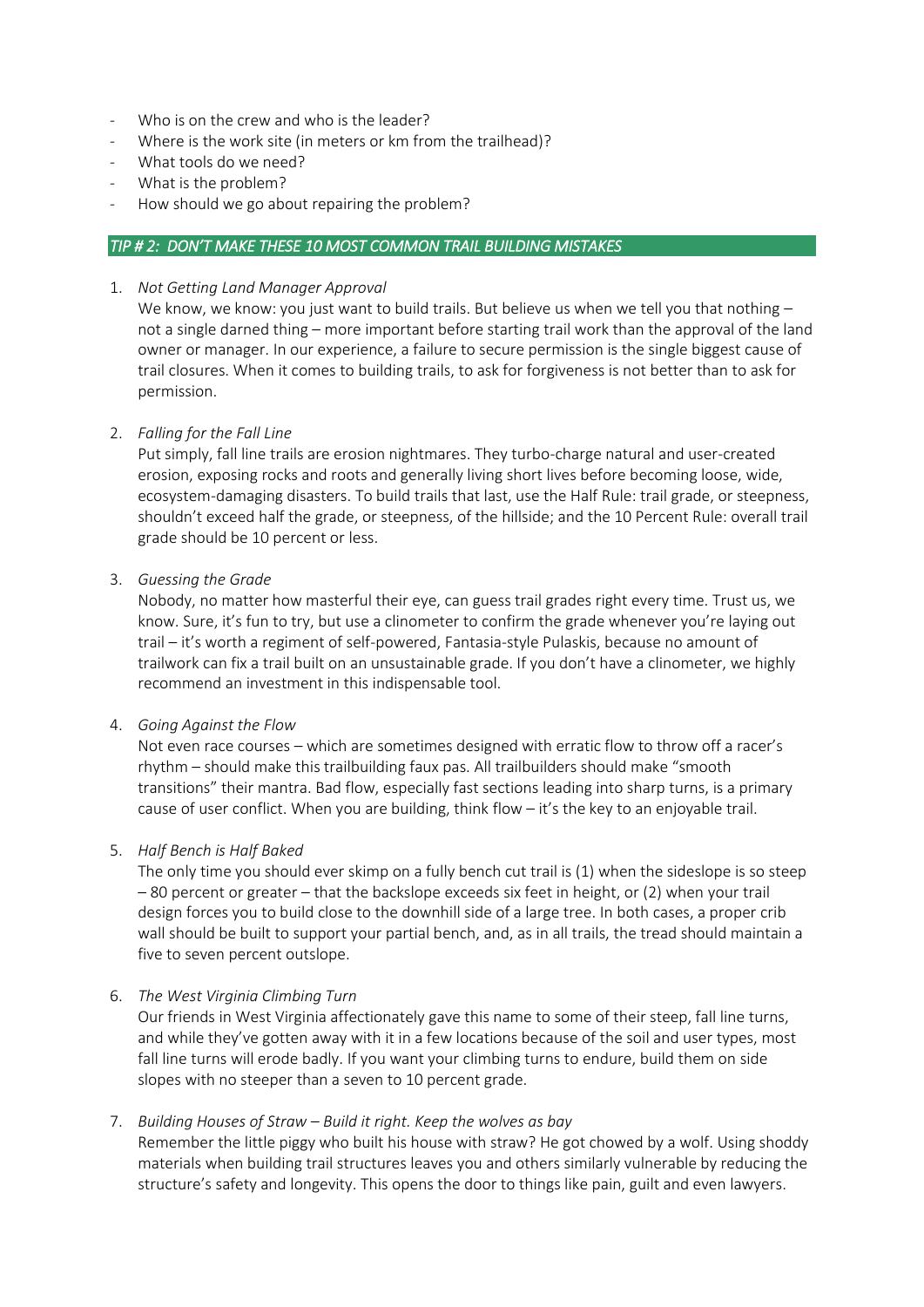- Who is on the crew and who is the leader?
- Where is the work site (in meters or km from the trailhead)?
- What tools do we need?
- What is the problem?
- How should we go about repairing the problem?

## *TIP # 2: DON'T MAKE THESE 10 MOST COMMON TRAIL BUILDING MISTAKES*

1. *Not Getting Land Manager Approval*

   We know, we know: you just want to build trails. But believe us when we tell you that nothing – not a single darned thing – more important before starting trail work than the approval of the land owner or manager. In our experience, a failure to secure permission is the single biggest cause of trail closures. When it comes to building trails, to ask for forgiveness is not better than to ask for permission.

2. *Falling for the Fall Line*

   Put simply, fall line trails are erosion nightmares. They turbo-charge natural and user-created erosion, exposing rocks and roots and generally living short lives before becoming loose, wide, ecosystem-damaging disasters. To build trails that last, use the Half Rule: trail grade, or steepness, shouldn't exceed half the grade, or steepness, of the hillside; and the 10 Percent Rule: overall trail grade should be 10 percent or less.

3. *Guessing the Grade*

   Nobody, no matter how masterful their eye, can guess trail grades right every time. Trust us, we know. Sure, it's fun to try, but use a clinometer to confirm the grade whenever you're laying out trail – it's worth a regiment of self-powered, Fantasia-style Pulaskis, because no amount of trailwork can fix a trail built on an unsustainable grade. If you don't have a clinometer, we highly recommend an investment in this indispensable tool.

4. *Going Against the Flow*

   Not even race courses – which are sometimes designed with erratic flow to throw off a racer's rhythm – should make this trailbuilding faux pas. All trailbuilders should make "smooth transitions" their mantra. Bad flow, especially fast sections leading into sharp turns, is a primary cause of user conflict. When you are building, think flow – it's the key to an enjoyable trail.

5. *Half Bench is Half Baked*

   The only time you should ever skimp on a fully bench cut trail is (1) when the sideslope is so steep – 80 percent or greater – that the backslope exceeds six feet in height, or (2) when your trail design forces you to build close to the downhill side of a large tree. In both cases, a proper crib wall should be built to support your partial bench, and, as in all trails, the tread should maintain a five to seven percent outslope.

6. *The West Virginia Climbing Turn*

   Our friends in West Virginia affectionately gave this name to some of their steep, fall line turns, and while they've gotten away with it in a few locations because of the soil and user types, most fall line turns will erode badly. If you want your climbing turns to endure, build them on side slopes with no steeper than a seven to 10 percent grade.

7. *Building Houses of Straw – Build it right. Keep the wolves as bay*

   Remember the little piggy who built his house with straw? He got chowed by a wolf. Using shoddy materials when building trail structures leaves you and others similarly vulnerable by reducing the structure's safety and longevity. This opens the door to things like pain, guilt and even lawyers.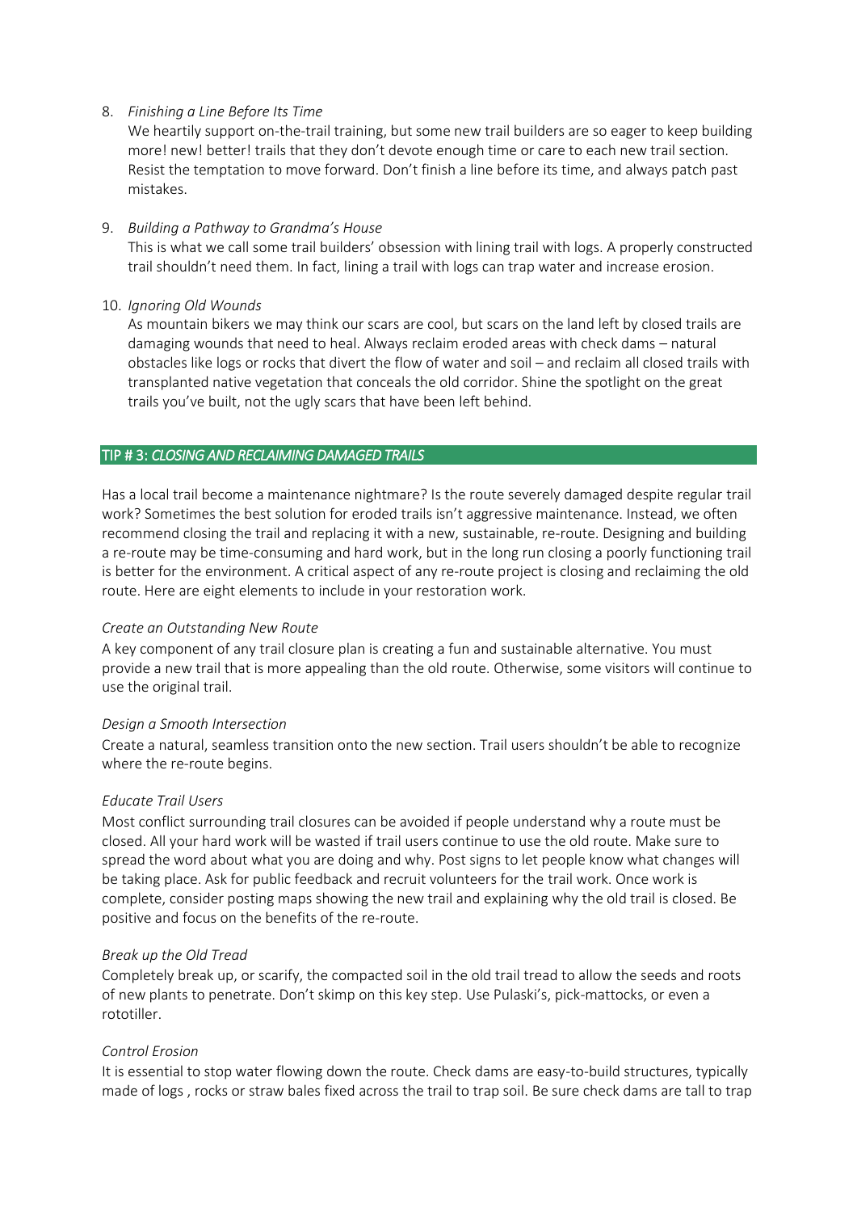8. *Finishing a Line Before Its Time*

   We heartily support on-the-trail training, but some new trail builders are so eager to keep building more! new! better! trails that they don't devote enough time or care to each new trail section. Resist the temptation to move forward. Don't finish a line before its time, and always patch past mistakes.

9. *Building a Pathway to Grandma's House*

   This is what we call some trail builders' obsession with lining trail with logs. A properly constructed trail shouldn't need them. In fact, lining a trail with logs can trap water and increase erosion.

10. *Ignoring Old Wounds*

    As mountain bikers we may think our scars are cool, but scars on the land left by closed trails are damaging wounds that need to heal. Always reclaim eroded areas with check dams – natural obstacles like logs or rocks that divert the flow of water and soil – and reclaim all closed trails with transplanted native vegetation that conceals the old corridor. Shine the spotlight on the great trails you've built, not the ugly scars that have been left behind.

## TIP # 3: *CLOSING AND RECLAIMING DAMAGED TRAILS*

Has a local trail become a maintenance nightmare? Is the route severely damaged despite regular trail work? Sometimes the best solution for eroded trails isn't aggressive maintenance. Instead, we often recommend closing the trail and replacing it with a new, sustainable, re-route. Designing and building a re-route may be time-consuming and hard work, but in the long run closing a poorly functioning trail is better for the environment. A critical aspect of any re-route project is closing and reclaiming the old route. Here are eight elements to include in your restoration work.

*Create an Outstanding New Route*

A key component of any trail closure plan is creating a fun and sustainable alternative. You must provide a new trail that is more appealing than the old route. Otherwise, some visitors will continue to use the original trail.

*Design a Smooth Intersection*

Create a natural, seamless transition onto the new section. Trail users shouldn't be able to recognize where the re-route begins.

*Educate Trail Users*

Most conflict surrounding trail closures can be avoided if people understand why a route must be closed. All your hard work will be wasted if trail users continue to use the old route. Make sure to spread the word about what you are doing and why. Post signs to let people know what changes will be taking place. Ask for public feedback and recruit volunteers for the trail work. Once work is complete, consider posting maps showing the new trail and explaining why the old trail is closed. Be positive and focus on the benefits of the re-route.

*Break up the Old Tread*

Completely break up, or scarify, the compacted soil in the old trail tread to allow the seeds and roots of new plants to penetrate. Don't skimp on this key step. Use Pulaski's, pick-mattocks, or even a rototiller.

*Control Erosion*

It is essential to stop water flowing down the route. Check dams are easy-to-build structures, typically made of logs , rocks or straw bales fixed across the trail to trap soil. Be sure check dams are tall to trap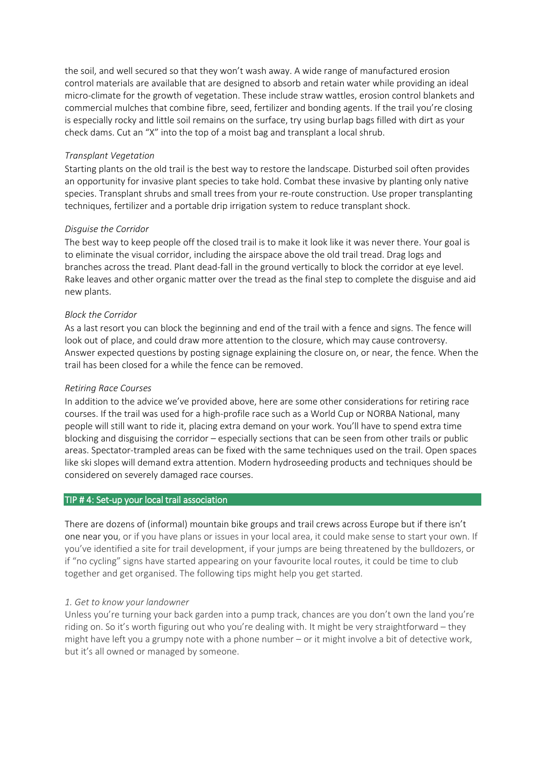the soil, and well secured so that they won't wash away. A wide range of manufactured erosion control materials are available that are designed to absorb and retain water while providing an ideal micro-climate for the growth of vegetation. These include straw wattles, erosion control blankets and commercial mulches that combine fibre, seed, fertilizer and bonding agents. If the trail you're closing is especially rocky and little soil remains on the surface, try using burlap bags filled with dirt as your check dams. Cut an "X" into the top of a moist bag and transplant a local shrub.

*Transplant Vegetation*

Starting plants on the old trail is the best way to restore the landscape. Disturbed soil often provides an opportunity for invasive plant species to take hold. Combat these invasive by planting only native species. Transplant shrubs and small trees from your re-route construction. Use proper transplanting techniques, fertilizer and a portable drip irrigation system to reduce transplant shock.

*Disguise the Corridor*

The best way to keep people off the closed trail is to make it look like it was never there. Your goal is to eliminate the visual corridor, including the airspace above the old trail tread. Drag logs and branches across the tread. Plant dead-fall in the ground vertically to block the corridor at eye level. Rake leaves and other organic matter over the tread as the final step to complete the disguise and aid new plants.

*Block the Corridor*

As a last resort you can block the beginning and end of the trail with a fence and signs. The fence will look out of place, and could draw more attention to the closure, which may cause controversy. Answer expected questions by posting signage explaining the closure on, or near, the fence. When the trail has been closed for a while the fence can be removed.

*Retiring Race Courses*

In addition to the advice we've provided above, here are some other considerations for retiring race courses. If the trail was used for a high-profile race such as a World Cup or NORBA National, many people will still want to ride it, placing extra demand on your work. You'll have to spend extra time blocking and disguising the corridor – especially sections that can be seen from other trails or public areas. Spectator-trampled areas can be fixed with the same techniques used on the trail. Open spaces like ski slopes will demand extra attention. Modern hydroseeding products and techniques should be considered on severely damaged race courses.

## TIP # 4: Set-up your local trail association

There are dozens of (informal) mountain bike groups and trail crews across Europe but if there isn't one near you, or if you have plans or issues in your local area, it could make sense to start your own. If you've identified a site for trail development, if your jumps are being threatened by the bulldozers, or if "no cycling" signs have started appearing on your favourite local routes, it could be time to club together and get organised. The following tips might help you get started.

*1. Get to know your landowner*

Unless you're turning your back garden into a pump track, chances are you don't own the land you're riding on. So it's worth figuring out who you're dealing with. It might be very straightforward – they might have left you a grumpy note with a phone number – or it might involve a bit of detective work, but it's all owned or managed by someone.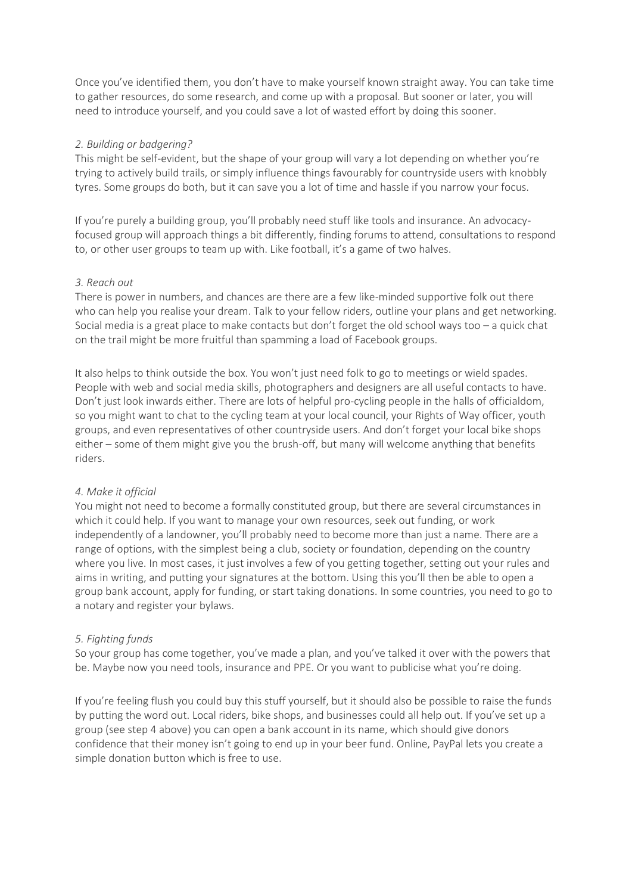Once you've identified them, you don't have to make yourself known straight away. You can take time to gather resources, do some research, and come up with a proposal. But sooner or later, you will need to introduce yourself, and you could save a lot of wasted effort by doing this sooner.

### *2. Building or badgering?*

This might be self-evident, but the shape of your group will vary a lot depending on whether you're trying to actively build trails, or simply influence things favourably for countryside users with knobbly tyres. Some groups do both, but it can save you a lot of time and hassle if you narrow your focus.

If you're purely a building group, you'll probably need stuff like tools and insurance. An advocacy-focused group will approach things a bit differently, finding forums to attend, consultations to respond to, or other user groups to team up with. Like football, it's a game of two halves.

### *3. Reach out*

There is power in numbers, and chances are there are a few like-minded supportive folk out there who can help you realise your dream. Talk to your fellow riders, outline your plans and get networking. Social media is a great place to make contacts but don't forget the old school ways too – a quick chat on the trail might be more fruitful than spamming a load of Facebook groups.

It also helps to think outside the box. You won't just need folk to go to meetings or wield spades. People with web and social media skills, photographers and designers are all useful contacts to have. Don't just look inwards either. There are lots of helpful pro-cycling people in the halls of officialdom, so you might want to chat to the cycling team at your local council, your Rights of Way officer, youth groups, and even representatives of other countryside users. And don't forget your local bike shops either – some of them might give you the brush-off, but many will welcome anything that benefits riders.

### *4. Make it official*

You might not need to become a formally constituted group, but there are several circumstances in which it could help. If you want to manage your own resources, seek out funding, or work independently of a landowner, you'll probably need to become more than just a name. There are a range of options, with the simplest being a club, society or foundation, depending on the country where you live. In most cases, it just involves a few of you getting together, setting out your rules and aims in writing, and putting your signatures at the bottom. Using this you'll then be able to open a group bank account, apply for funding, or start taking donations. In some countries, you need to go to a notary and register your bylaws.

### *5. Fighting funds*

So your group has come together, you've made a plan, and you've talked it over with the powers that be. Maybe now you need tools, insurance and PPE. Or you want to publicise what you're doing.

If you're feeling flush you could buy this stuff yourself, but it should also be possible to raise the funds by putting the word out. Local riders, bike shops, and businesses could all help out. If you've set up a group (see step 4 above) you can open a bank account in its name, which should give donors confidence that their money isn't going to end up in your beer fund. Online, PayPal lets you create a simple donation button which is free to use.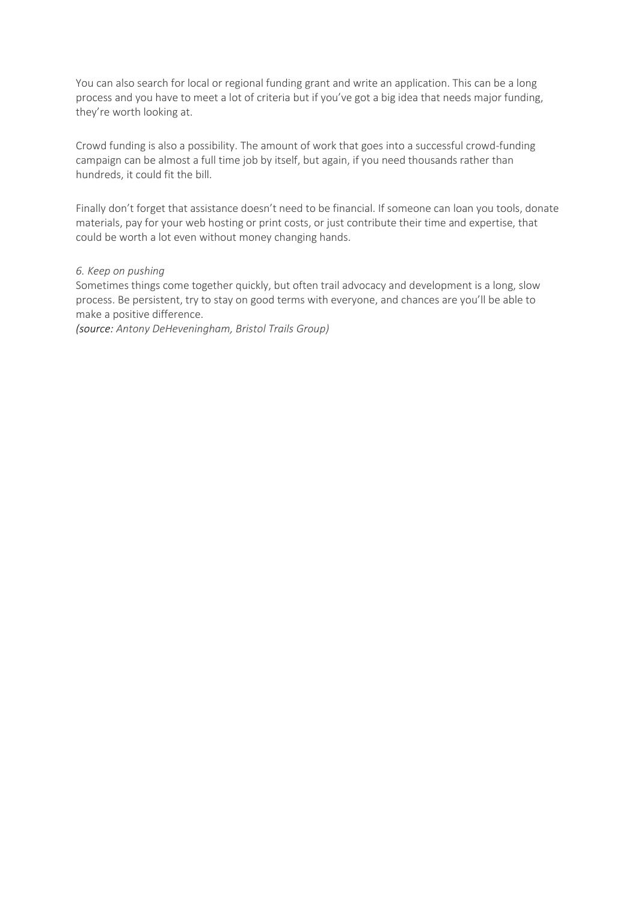You can also search for local or regional funding grant and write an application. This can be a long process and you have to meet a lot of criteria but if you've got a big idea that needs major funding, they're worth looking at.

Crowd funding is also a possibility. The amount of work that goes into a successful crowd-funding campaign can be almost a full time job by itself, but again, if you need thousands rather than hundreds, it could fit the bill.

Finally don't forget that assistance doesn't need to be financial. If someone can loan you tools, donate materials, pay for your web hosting or print costs, or just contribute their time and expertise, that could be worth a lot even without money changing hands.

*6. Keep on pushing*

Sometimes things come together quickly, but often trail advocacy and development is a long, slow process. Be persistent, try to stay on good terms with everyone, and chances are you'll be able to make a positive difference.

*(source: Antony DeHeveningham, Bristol Trails Group)*